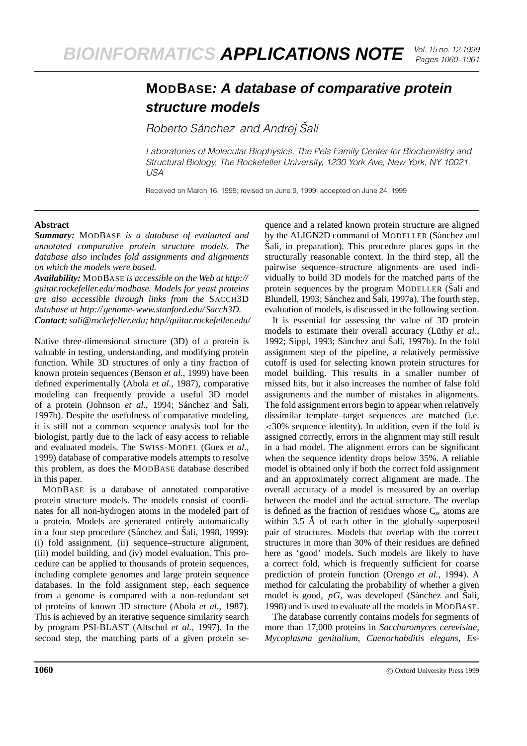# MODBASE: A database of comparative protein structure models

*Roberto Sánchez and Andrej Šali*

*Laboratories of Molecular Biophysics, The Pels Family Center for Biochemistry and Structural Biology, The Rockefeller University, 1230 York Ave, New York, NY 10021, USA*

Received on March 16, 1999; revised on June 9, 1999; accepted on June 24, 1999

## Abstract

***Summary:*** *MODBASE is a database of evaluated and annotated comparative protein structure models. The database also includes fold assignments and alignments on which the models were based.*

***Availability:*** *MODBASE is accessible on the Web at http://guitar.rockefeller.edu/modbase. Models for yeast proteins are also accessible through links from the SACCH3D database at http://genome-www.stanford.edu/Sacch3D.*

***Contact:*** *sali@rockefeller.edu; http//guitar.rockefeller.edu/*

Native three-dimensional structure (3D) of a protein is valuable in testing, understanding, and modifying protein function. While 3D structures of only a tiny fraction of known protein sequences (Benson *et al.*, 1999) have been defined experimentally (Abola *et al.*, 1987), comparative modeling can frequently provide a useful 3D model of a protein (Johnson *et al.*, 1994; Sánchez and Šali, 1997b). Despite the usefulness of comparative modeling, it is still not a common sequence analysis tool for the biologist, partly due to the lack of easy access to reliable and evaluated models. The SWISS-MODEL (Guex *et al.*, 1999) database of comparative models attempts to resolve this problem, as does the MODBASE database described in this paper.

MODBASE is a database of annotated comparative protein structure models. The models consist of coordinates for all non-hydrogen atoms in the modeled part of a protein. Models are generated entirely automatically in a four step procedure (Sánchez and Šali, 1998, 1999): (i) fold assignment, (ii) sequence–structure alignment, (iii) model building, and (iv) model evaluation. This procedure can be applied to thousands of protein sequences, including complete genomes and large protein sequence databases. In the fold assignment step, each sequence from a genome is compared with a non-redundant set of proteins of known 3D structure (Abola *et al.*, 1987). This is achieved by an iterative sequence similarity search by program PSI-BLAST (Altschul *et al.*, 1997). In the second step, the matching parts of a given protein sequence and a related known protein structure are aligned by the ALIGN2D command of MODELLER (Sánchez and Šali, in preparation). This procedure places gaps in the structurally reasonable context. In the third step, all the pairwise sequence–structure alignments are used individually to build 3D models for the matched parts of the protein sequences by the program MODELLER (Šali and Blundell, 1993; Sánchez and Šali, 1997a). The fourth step, evaluation of models, is discussed in the following section.

It is essential for assessing the value of 3D protein models to estimate their overall accuracy (Lüthy *et al.*, 1992; Sippl, 1993; Sánchez and Šali, 1997b). In the fold assignment step of the pipeline, a relatively permissive cutoff is used for selecting known protein structures for model building. This results in a smaller number of missed hits, but it also increases the number of false fold assignments and the number of mistakes in alignments. The fold assignment errors begin to appear when relatively dissimilar template–target sequences are matched (i.e. <30% sequence identity). In addition, even if the fold is assigned correctly, errors in the alignment may still result in a bad model. The alignment errors can be significant when the sequence identity drops below 35%. A reliable model is obtained only if both the correct fold assignment and an approximately correct alignment are made. The overall accuracy of a model is measured by an overlap between the model and the actual structure. The overlap is defined as the fraction of residues whose $C_\alpha$ atoms are within 3.5 Å of each other in the globally superposed pair of structures. Models that overlap with the correct structures in more than 30% of their residues are defined here as 'good' models. Such models are likely to have a correct fold, which is frequently sufficient for coarse prediction of protein function (Orengo *et al.*, 1994). A method for calculating the probability of whether a given model is good, $pG$, was developed (Sánchez and Šali, 1998) and is used to evaluate all the models in MODBASE.

The database currently contains models for segments of more than 17,000 proteins in *Saccharomyces cerevisiae*, *Mycoplasma genitalium*, *Caenorhabditis elegans*, *Es-*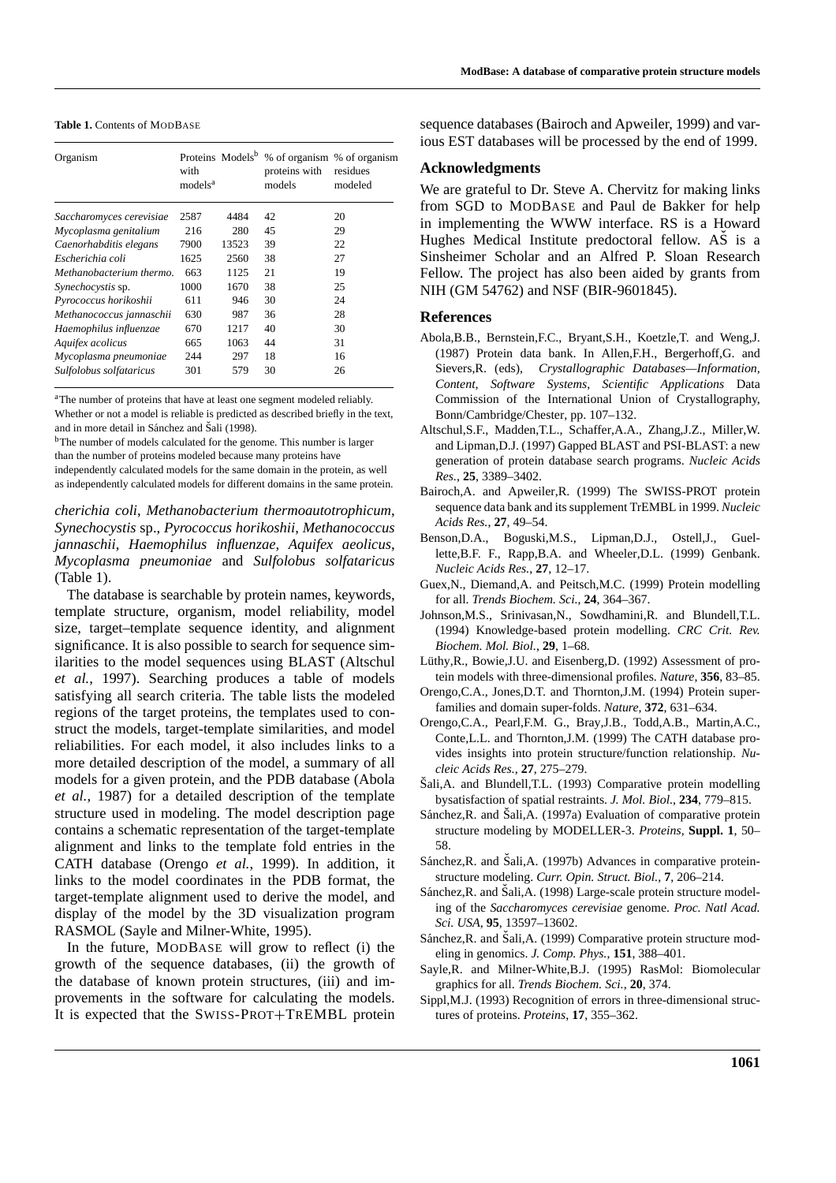**Table 1.** Contents of MODBASE

| Organism | Proteins with models[a] | Models[b] | % of organism proteins with models | % of organism residues modeled |
|---|---|---|---|---|
| *Saccharomyces cerevisiae* | 2587 | 4484 | 42 | 20 |
| *Mycoplasma genitalium* | 216 | 280 | 45 | 29 |
| *Caenorhabditis elegans* | 7900 | 13523 | 39 | 22 |
| *Escherichia coli* | 1625 | 2560 | 38 | 27 |
| *Methanobacterium thermo.* | 663 | 1125 | 21 | 19 |
| *Synechocystis* sp. | 1000 | 1670 | 38 | 25 |
| *Pyrococcus horikoshii* | 611 | 946 | 30 | 24 |
| *Methanococcus jannaschii* | 630 | 987 | 36 | 28 |
| *Haemophilus influenzae* | 670 | 1217 | 40 | 30 |
| *Aquifex acolicus* | 665 | 1063 | 44 | 31 |
| *Mycoplasma pneumoniae* | 244 | 297 | 18 | 16 |
| *Sulfolobus solfataricus* | 301 | 579 | 30 | 26 |

[a]The number of proteins that have at least one segment modeled reliably. Whether or not a model is reliable is predicted as described briefly in the text, and in more detail in Sánchez and Šali (1998).

[b]The number of models calculated for the genome. This number is larger than the number of proteins modeled because many proteins have independently calculated models for the same domain in the protein, as well as independently calculated models for different domains in the same protein.

*cherichia coli*, *Methanobacterium thermoautotrophicum*, *Synechocystis* sp., *Pyrococcus horikoshii*, *Methanococcus jannaschii*, *Haemophilus influenzae*, *Aquifex aeolicus*, *Mycoplasma pneumoniae* and *Sulfolobus solfataricus* (Table 1).

The database is searchable by protein names, keywords, template structure, organism, model reliability, model size, target–template sequence identity, and alignment significance. It is also possible to search for sequence similarities to the model sequences using BLAST (Altschul *et al.*, 1997). Searching produces a table of models satisfying all search criteria. The table lists the modeled regions of the target proteins, the templates used to construct the models, target-template similarities, and model reliabilities. For each model, it also includes links to a more detailed description of the model, a summary of all models for a given protein, and the PDB database (Abola *et al.*, 1987) for a detailed description of the template structure used in modeling. The model description page contains a schematic representation of the target-template alignment and links to the template fold entries in the CATH database (Orengo *et al.*, 1999). In addition, it links to the model coordinates in the PDB format, the target-template alignment used to derive the model, and display of the model by the 3D visualization program RASMOL (Sayle and Milner-White, 1995).

In the future, MODBASE will grow to reflect (i) the growth of the sequence databases, (ii) the growth of the database of known protein structures, (iii) and improvements in the software for calculating the models. It is expected that the SWISS-PROT+TREMBL protein sequence databases (Bairoch and Apweiler, 1999) and various EST databases will be processed by the end of 1999.

## Acknowledgments

We are grateful to Dr. Steve A. Chervitz for making links from SGD to MODBASE and Paul de Bakker for help in implementing the WWW interface. RS is a Howard Hughes Medical Institute predoctoral fellow. AŠ is a Sinsheimer Scholar and an Alfred P. Sloan Research Fellow. The project has also been aided by grants from NIH (GM 54762) and NSF (BIR-9601845).

## References

Abola,B.B., Bernstein,F.C., Bryant,S.H., Koetzle,T. and Weng,J. (1987) Protein data bank. In Allen,F.H., Bergerhoff,G. and Sievers,R. (eds), *Crystallographic Databases—Information, Content, Software Systems, Scientific Applications* Data Commission of the International Union of Crystallography, Bonn/Cambridge/Chester, pp. 107–132.

Altschul,S.F., Madden,T.L., Schaffer,A.A., Zhang,J.Z., Miller,W. and Lipman,D.J. (1997) Gapped BLAST and PSI-BLAST: a new generation of protein database search programs. *Nucleic Acids Res.*, **25**, 3389–3402.

Bairoch,A. and Apweiler,R. (1999) The SWISS-PROT protein sequence data bank and its supplement TrEMBL in 1999. *Nucleic Acids Res.*, **27**, 49–54.

Benson,D.A., Boguski,M.S., Lipman,D.J., Ostell,J., Guellette,B.F. F., Rapp,B.A. and Wheeler,D.L. (1999) Genbank. *Nucleic Acids Res.*, **27**, 12–17.

Guex,N., Diemand,A. and Peitsch,M.C. (1999) Protein modelling for all. *Trends Biochem. Sci.*, **24**, 364–367.

Johnson,M.S., Srinivasan,N., Sowdhamini,R. and Blundell,T.L. (1994) Knowledge-based protein modelling. *CRC Crit. Rev. Biochem. Mol. Biol.*, **29**, 1–68.

Lüthy,R., Bowie,J.U. and Eisenberg,D. (1992) Assessment of protein models with three-dimensional profiles. *Nature*, **356**, 83–85.

Orengo,C.A., Jones,D.T. and Thornton,J.M. (1994) Protein superfamilies and domain super-folds. *Nature*, **372**, 631–634.

Orengo,C.A., Pearl,F.M. G., Bray,J.B., Todd,A.B., Martin,A.C., Conte,L.L. and Thornton,J.M. (1999) The CATH database provides insights into protein structure/function relationship. *Nucleic Acids Res.*, **27**, 275–279.

Šali,A. and Blundell,T.L. (1993) Comparative protein modelling bysatisfaction of spatial restraints. *J. Mol. Biol.*, **234**, 779–815.

Sánchez,R. and Šali,A. (1997a) Evaluation of comparative protein structure modeling by MODELLER-3. *Proteins*, **Suppl. 1**, 50–58.

Sánchez,R. and Šali,A. (1997b) Advances in comparative protein-structure modeling. *Curr. Opin. Struct. Biol.*, **7**, 206–214.

Sánchez,R. and Šali,A. (1998) Large-scale protein structure modeling of the *Saccharomyces cerevisiae* genome. *Proc. Natl Acad. Sci. USA*, **95**, 13597–13602.

Sánchez,R. and Šali,A. (1999) Comparative protein structure modeling in genomics. *J. Comp. Phys.*, **151**, 388–401.

Sayle,R. and Milner-White,B.J. (1995) RasMol: Biomolecular graphics for all. *Trends Biochem. Sci.*, **20**, 374.

Sippl,M.J. (1993) Recognition of errors in three-dimensional structures of proteins. *Proteins*, **17**, 355–362.